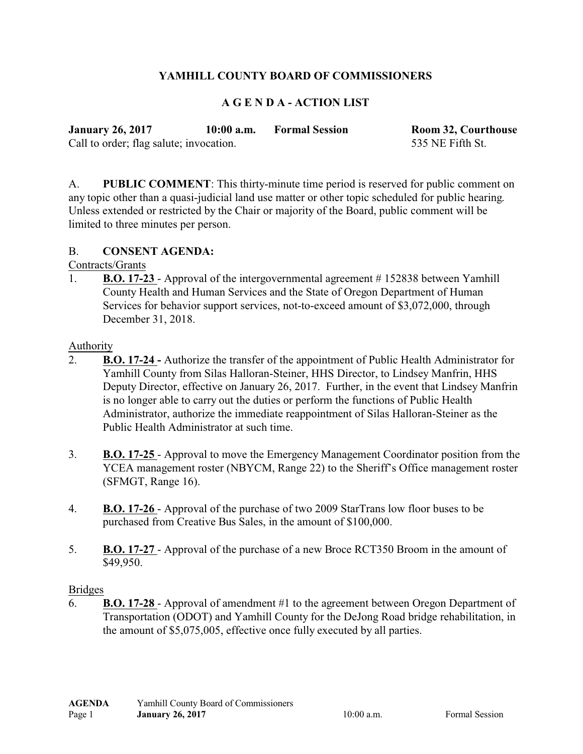# YAMHILL COUNTY BOARD OF COMMISSIONERS

## A G E N D A - ACTION LIST

**January 26, 2017** **10:00 a.m.** **Formal Session** **Room 32, Courthouse**
Call to order; flag salute; invocation. 535 NE Fifth St.

A. **PUBLIC COMMENT**: This thirty-minute time period is reserved for public comment on any topic other than a quasi-judicial land use matter or other topic scheduled for public hearing. Unless extended or restricted by the Chair or majority of the Board, public comment will be limited to three minutes per person.

B. **CONSENT AGENDA:**

Contracts/Grants

1. **B.O. 17-23** - Approval of the intergovernmental agreement # 152838 between Yamhill County Health and Human Services and the State of Oregon Department of Human Services for behavior support services, not-to-exceed amount of $3,072,000, through December 31, 2018.

Authority

2. **B.O. 17-24 -** Authorize the transfer of the appointment of Public Health Administrator for Yamhill County from Silas Halloran-Steiner, HHS Director, to Lindsey Manfrin, HHS Deputy Director, effective on January 26, 2017. Further, in the event that Lindsey Manfrin is no longer able to carry out the duties or perform the functions of Public Health Administrator, authorize the immediate reappointment of Silas Halloran-Steiner as the Public Health Administrator at such time.

3. **B.O. 17-25** - Approval to move the Emergency Management Coordinator position from the YCEA management roster (NBYCM, Range 22) to the Sheriff's Office management roster (SFMGT, Range 16).

4. **B.O. 17-26** - Approval of the purchase of two 2009 StarTrans low floor buses to be purchased from Creative Bus Sales, in the amount of $100,000.

5. **B.O. 17-27** - Approval of the purchase of a new Broce RCT350 Broom in the amount of $49,950.

Bridges

6. **B.O. 17-28** - Approval of amendment #1 to the agreement between Oregon Department of Transportation (ODOT) and Yamhill County for the DeJong Road bridge rehabilitation, in the amount of $5,075,005, effective once fully executed by all parties.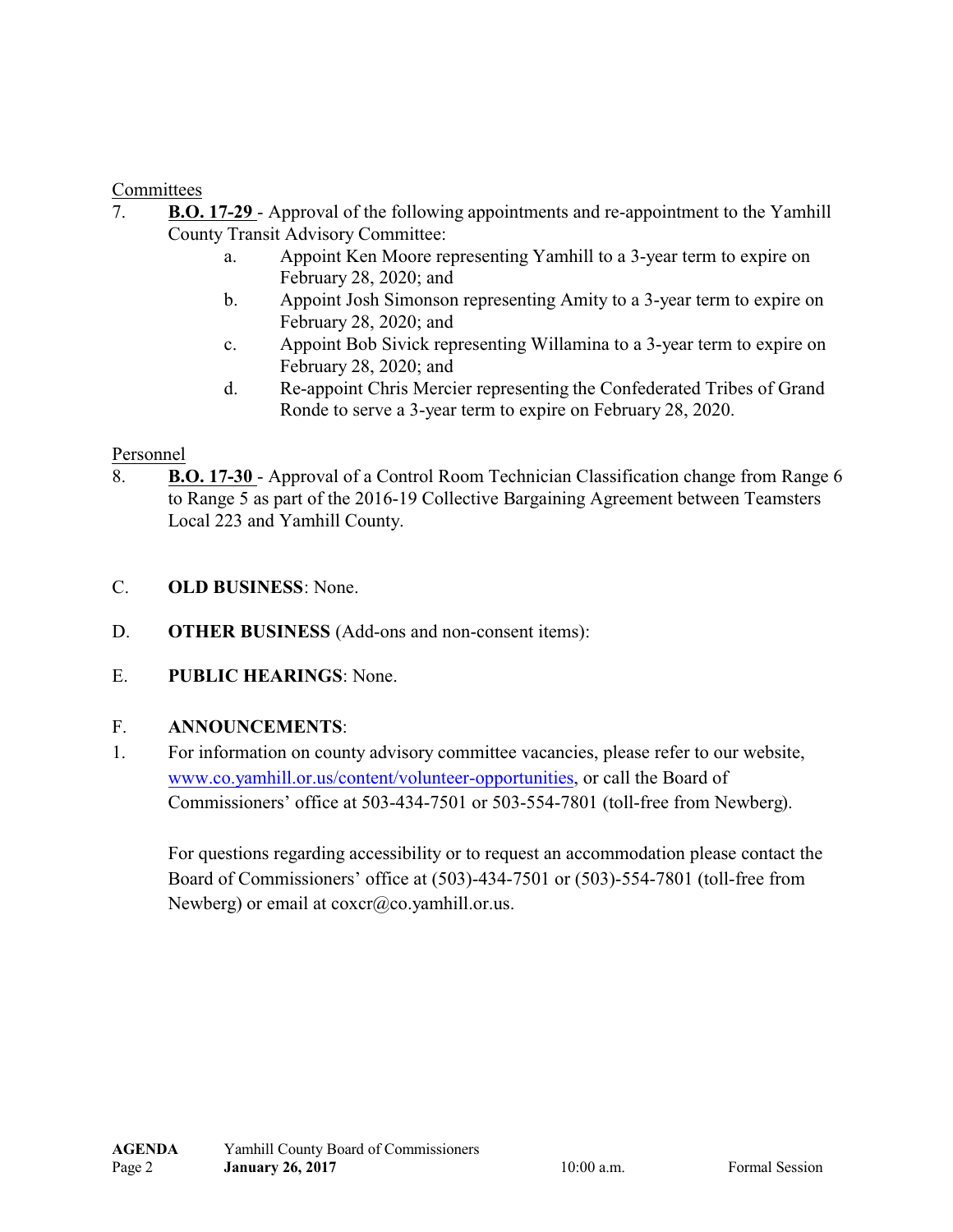Committees

7. **B.O. 17-29** - Approval of the following appointments and re-appointment to the Yamhill County Transit Advisory Committee:
   a. Appoint Ken Moore representing Yamhill to a 3-year term to expire on February 28, 2020; and
   b. Appoint Josh Simonson representing Amity to a 3-year term to expire on February 28, 2020; and
   c. Appoint Bob Sivick representing Willamina to a 3-year term to expire on February 28, 2020; and
   d. Re-appoint Chris Mercier representing the Confederated Tribes of Grand Ronde to serve a 3-year term to expire on February 28, 2020.

Personnel

8. **B.O. 17-30** - Approval of a Control Room Technician Classification change from Range 6 to Range 5 as part of the 2016-19 Collective Bargaining Agreement between Teamsters Local 223 and Yamhill County.

C. **OLD BUSINESS**: None.

D. **OTHER BUSINESS** (Add-ons and non-consent items):

E. **PUBLIC HEARINGS**: None.

F. **ANNOUNCEMENTS**:

1. For information on county advisory committee vacancies, please refer to our website, www.co.yamhill.or.us/content/volunteer-opportunities, or call the Board of Commissioners' office at 503-434-7501 or 503-554-7801 (toll-free from Newberg).

   For questions regarding accessibility or to request an accommodation please contact the Board of Commissioners' office at (503)-434-7501 or (503)-554-7801 (toll-free from Newberg) or email at coxcr@co.yamhill.or.us.